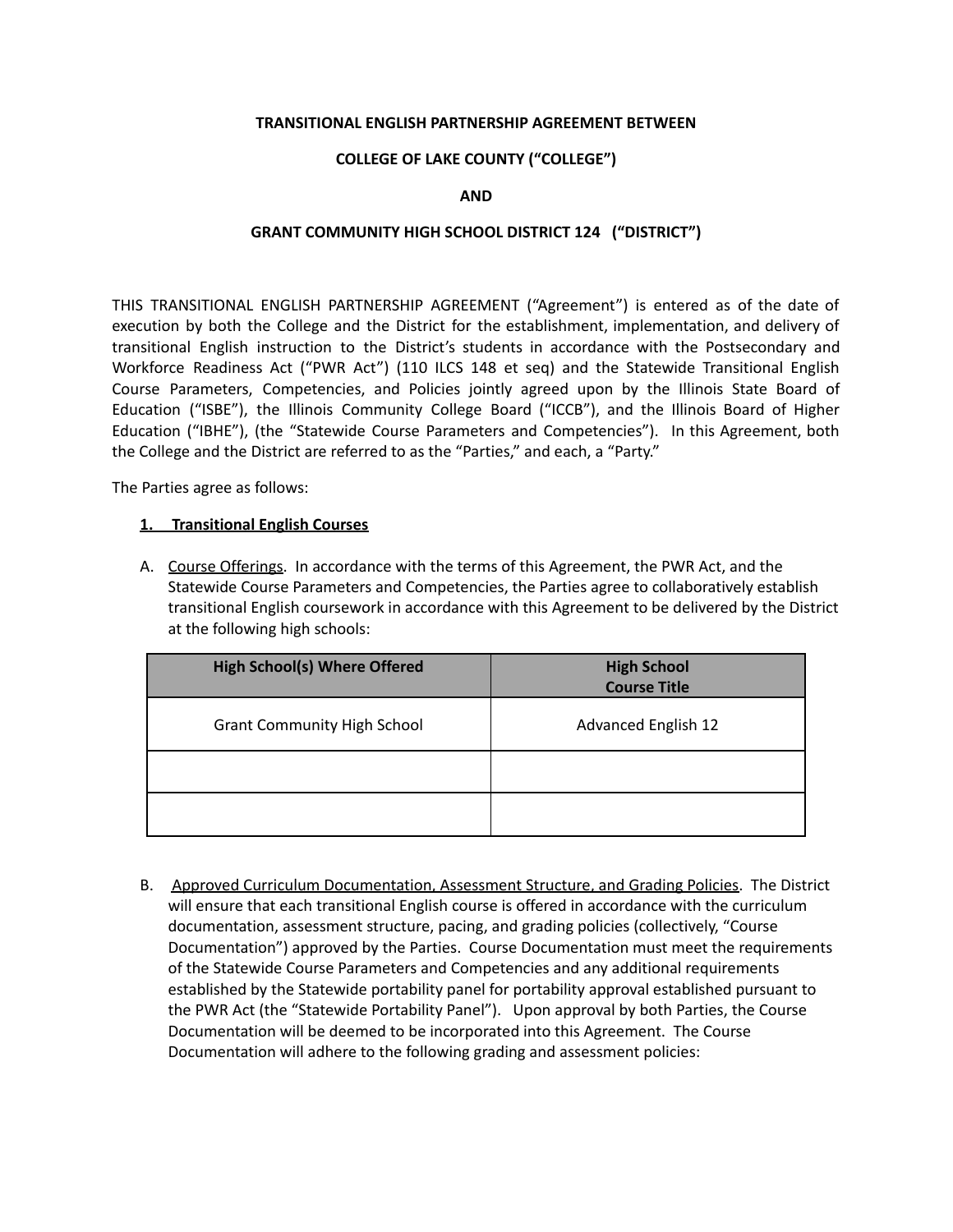**TRANSITIONAL ENGLISH PARTNERSHIP AGREEMENT BETWEEN**

**COLLEGE OF LAKE COUNTY ("COLLEGE")**

**AND**

**GRANT COMMUNITY HIGH SCHOOL DISTRICT 124 ("DISTRICT")**

THIS TRANSITIONAL ENGLISH PARTNERSHIP AGREEMENT ("Agreement") is entered as of the date of execution by both the College and the District for the establishment, implementation, and delivery of transitional English instruction to the District's students in accordance with the Postsecondary and Workforce Readiness Act ("PWR Act") (110 ILCS 148 et seq) and the Statewide Transitional English Course Parameters, Competencies, and Policies jointly agreed upon by the Illinois State Board of Education ("ISBE"), the Illinois Community College Board ("ICCB"), and the Illinois Board of Higher Education ("IBHE"), (the "Statewide Course Parameters and Competencies"). In this Agreement, both the College and the District are referred to as the "Parties," and each, a "Party."

The Parties agree as follows:

**1. Transitional English Courses**

A. Course Offerings. In accordance with the terms of this Agreement, the PWR Act, and the Statewide Course Parameters and Competencies, the Parties agree to collaboratively establish transitional English coursework in accordance with this Agreement to be delivered by the District at the following high schools:

| High School(s) Where Offered | High School Course Title |
| --- | --- |
| Grant Community High School | Advanced English 12 |
| | |
| | |

B. Approved Curriculum Documentation, Assessment Structure, and Grading Policies. The District will ensure that each transitional English course is offered in accordance with the curriculum documentation, assessment structure, pacing, and grading policies (collectively, "Course Documentation") approved by the Parties. Course Documentation must meet the requirements of the Statewide Course Parameters and Competencies and any additional requirements established by the Statewide portability panel for portability approval established pursuant to the PWR Act (the "Statewide Portability Panel"). Upon approval by both Parties, the Course Documentation will be deemed to be incorporated into this Agreement. The Course Documentation will adhere to the following grading and assessment policies: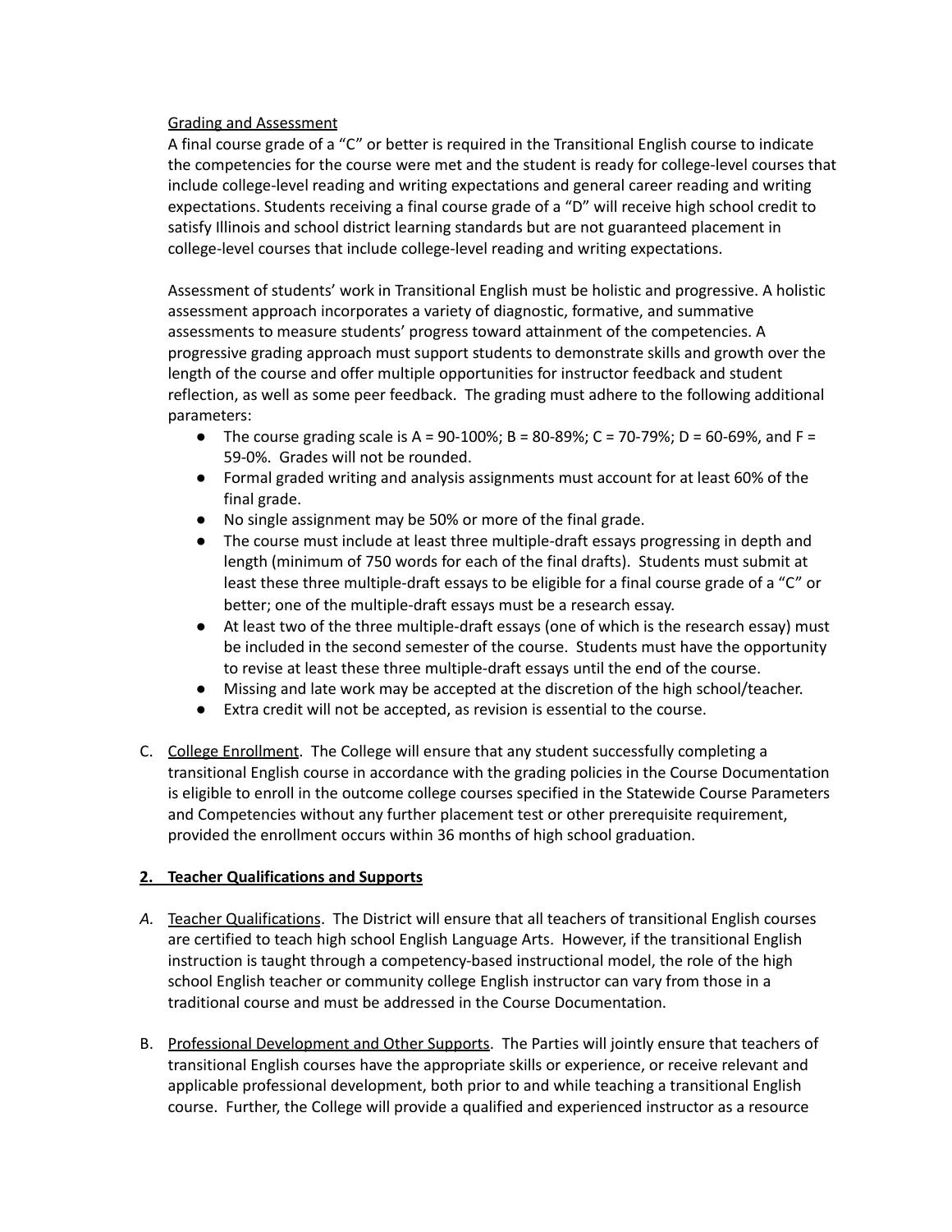Grading and Assessment

A final course grade of a "C" or better is required in the Transitional English course to indicate the competencies for the course were met and the student is ready for college-level courses that include college-level reading and writing expectations and general career reading and writing expectations. Students receiving a final course grade of a "D" will receive high school credit to satisfy Illinois and school district learning standards but are not guaranteed placement in college-level courses that include college-level reading and writing expectations.

Assessment of students' work in Transitional English must be holistic and progressive. A holistic assessment approach incorporates a variety of diagnostic, formative, and summative assessments to measure students' progress toward attainment of the competencies. A progressive grading approach must support students to demonstrate skills and growth over the length of the course and offer multiple opportunities for instructor feedback and student reflection, as well as some peer feedback. The grading must adhere to the following additional parameters:

- The course grading scale is A = 90-100%; B = 80-89%; C = 70-79%; D = 60-69%, and F = 59-0%. Grades will not be rounded.
- Formal graded writing and analysis assignments must account for at least 60% of the final grade.
- No single assignment may be 50% or more of the final grade.
- The course must include at least three multiple-draft essays progressing in depth and length (minimum of 750 words for each of the final drafts). Students must submit at least these three multiple-draft essays to be eligible for a final course grade of a "C" or better; one of the multiple-draft essays must be a research essay.
- At least two of the three multiple-draft essays (one of which is the research essay) must be included in the second semester of the course. Students must have the opportunity to revise at least these three multiple-draft essays until the end of the course.
- Missing and late work may be accepted at the discretion of the high school/teacher.
- Extra credit will not be accepted, as revision is essential to the course.

C. College Enrollment. The College will ensure that any student successfully completing a transitional English course in accordance with the grading policies in the Course Documentation is eligible to enroll in the outcome college courses specified in the Statewide Course Parameters and Competencies without any further placement test or other prerequisite requirement, provided the enrollment occurs within 36 months of high school graduation.

**2. Teacher Qualifications and Supports**

*A.* Teacher Qualifications. The District will ensure that all teachers of transitional English courses are certified to teach high school English Language Arts. However, if the transitional English instruction is taught through a competency-based instructional model, the role of the high school English teacher or community college English instructor can vary from those in a traditional course and must be addressed in the Course Documentation.

B. Professional Development and Other Supports. The Parties will jointly ensure that teachers of transitional English courses have the appropriate skills or experience, or receive relevant and applicable professional development, both prior to and while teaching a transitional English course. Further, the College will provide a qualified and experienced instructor as a resource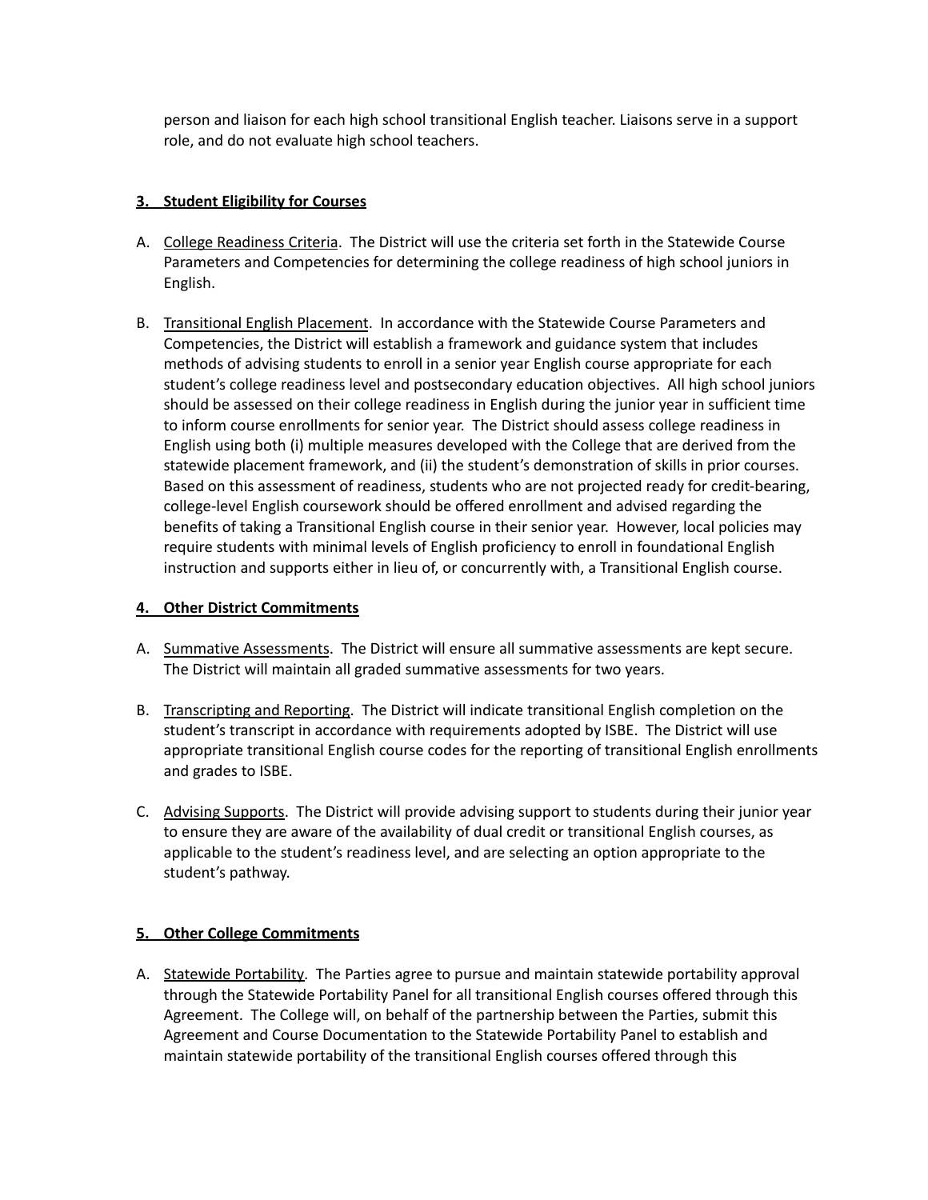person and liaison for each high school transitional English teacher. Liaisons serve in a support role, and do not evaluate high school teachers.

**3. Student Eligibility for Courses**

A. College Readiness Criteria. The District will use the criteria set forth in the Statewide Course Parameters and Competencies for determining the college readiness of high school juniors in English.

B. Transitional English Placement. In accordance with the Statewide Course Parameters and Competencies, the District will establish a framework and guidance system that includes methods of advising students to enroll in a senior year English course appropriate for each student's college readiness level and postsecondary education objectives. All high school juniors should be assessed on their college readiness in English during the junior year in sufficient time to inform course enrollments for senior year. The District should assess college readiness in English using both (i) multiple measures developed with the College that are derived from the statewide placement framework, and (ii) the student's demonstration of skills in prior courses. Based on this assessment of readiness, students who are not projected ready for credit-bearing, college-level English coursework should be offered enrollment and advised regarding the benefits of taking a Transitional English course in their senior year. However, local policies may require students with minimal levels of English proficiency to enroll in foundational English instruction and supports either in lieu of, or concurrently with, a Transitional English course.

**4. Other District Commitments**

A. Summative Assessments. The District will ensure all summative assessments are kept secure. The District will maintain all graded summative assessments for two years.

B. Transcripting and Reporting. The District will indicate transitional English completion on the student's transcript in accordance with requirements adopted by ISBE. The District will use appropriate transitional English course codes for the reporting of transitional English enrollments and grades to ISBE.

C. Advising Supports. The District will provide advising support to students during their junior year to ensure they are aware of the availability of dual credit or transitional English courses, as applicable to the student's readiness level, and are selecting an option appropriate to the student's pathway.

**5. Other College Commitments**

A. Statewide Portability. The Parties agree to pursue and maintain statewide portability approval through the Statewide Portability Panel for all transitional English courses offered through this Agreement. The College will, on behalf of the partnership between the Parties, submit this Agreement and Course Documentation to the Statewide Portability Panel to establish and maintain statewide portability of the transitional English courses offered through this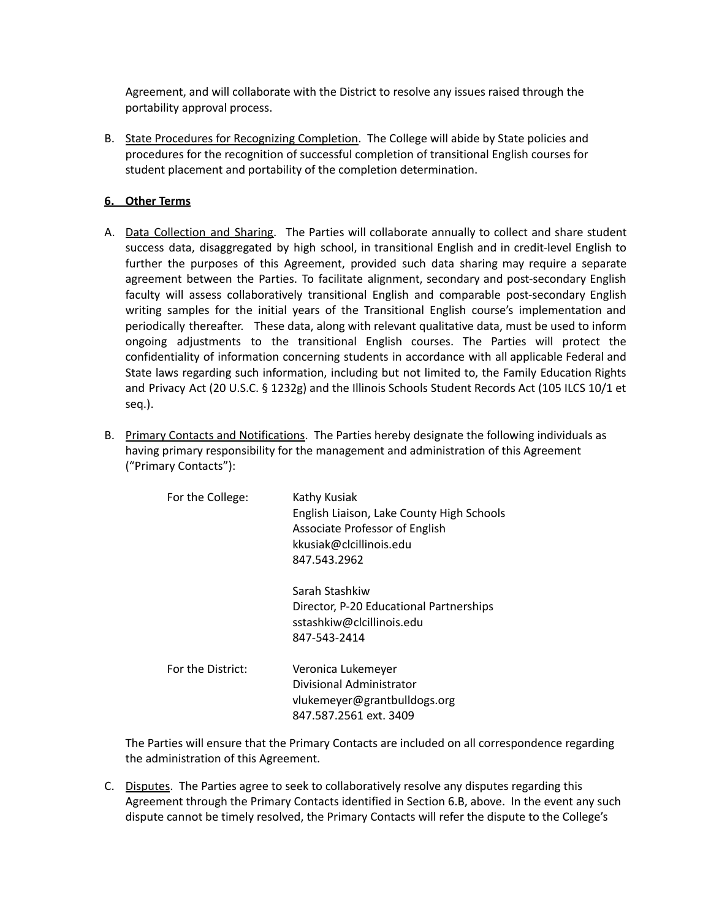Agreement, and will collaborate with the District to resolve any issues raised through the portability approval process.

B. State Procedures for Recognizing Completion. The College will abide by State policies and procedures for the recognition of successful completion of transitional English courses for student placement and portability of the completion determination.

**6. Other Terms**

A. Data Collection and Sharing. The Parties will collaborate annually to collect and share student success data, disaggregated by high school, in transitional English and in credit-level English to further the purposes of this Agreement, provided such data sharing may require a separate agreement between the Parties. To facilitate alignment, secondary and post-secondary English faculty will assess collaboratively transitional English and comparable post-secondary English writing samples for the initial years of the Transitional English course's implementation and periodically thereafter. These data, along with relevant qualitative data, must be used to inform ongoing adjustments to the transitional English courses. The Parties will protect the confidentiality of information concerning students in accordance with all applicable Federal and State laws regarding such information, including but not limited to, the Family Education Rights and Privacy Act (20 U.S.C. § 1232g) and the Illinois Schools Student Records Act (105 ILCS 10/1 et seq.).

B. Primary Contacts and Notifications. The Parties hereby designate the following individuals as having primary responsibility for the management and administration of this Agreement ("Primary Contacts"):

For the College:

Kathy Kusiak
English Liaison, Lake County High Schools
Associate Professor of English
kkusiak@clcillinois.edu
847.543.2962

Sarah Stashkiw
Director, P-20 Educational Partnerships
sstashkiw@clcillinois.edu
847-543-2414

For the District:

Veronica Lukemeyer
Divisional Administrator
vlukemeyer@grantbulldogs.org
847.587.2561 ext. 3409

The Parties will ensure that the Primary Contacts are included on all correspondence regarding the administration of this Agreement.

C. Disputes. The Parties agree to seek to collaboratively resolve any disputes regarding this Agreement through the Primary Contacts identified in Section 6.B, above. In the event any such dispute cannot be timely resolved, the Primary Contacts will refer the dispute to the College's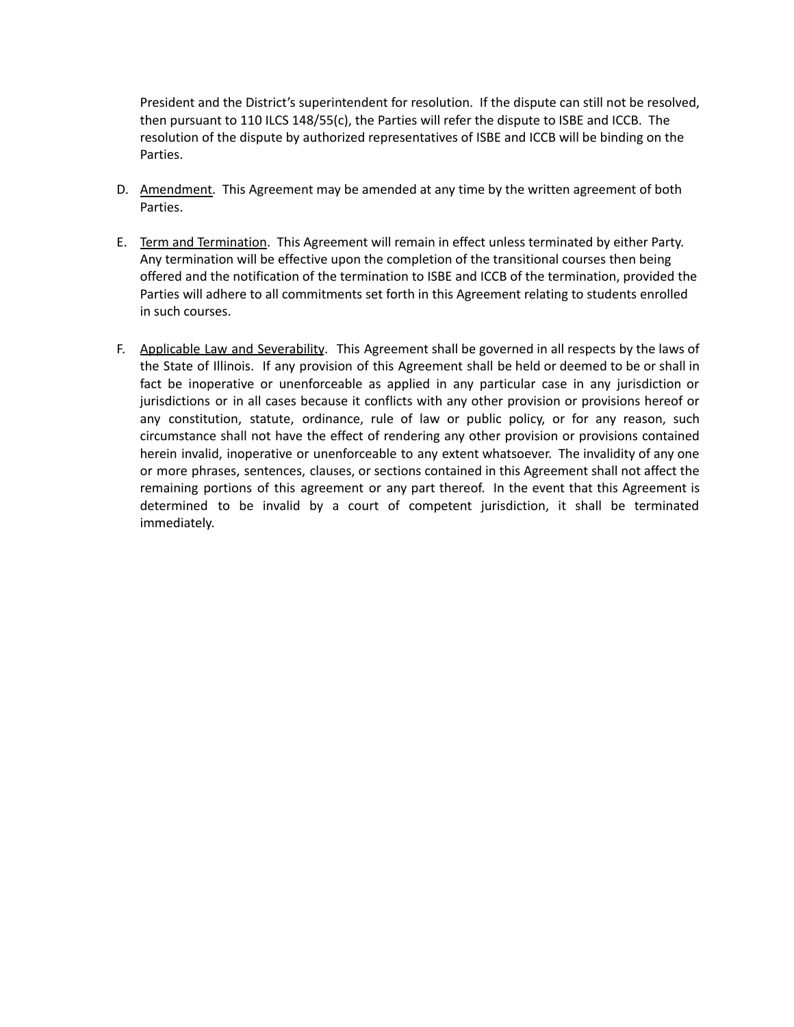President and the District's superintendent for resolution. If the dispute can still not be resolved, then pursuant to 110 ILCS 148/55(c), the Parties will refer the dispute to ISBE and ICCB. The resolution of the dispute by authorized representatives of ISBE and ICCB will be binding on the Parties.

D. Amendment. This Agreement may be amended at any time by the written agreement of both Parties.

E. Term and Termination. This Agreement will remain in effect unless terminated by either Party. Any termination will be effective upon the completion of the transitional courses then being offered and the notification of the termination to ISBE and ICCB of the termination, provided the Parties will adhere to all commitments set forth in this Agreement relating to students enrolled in such courses.

F. Applicable Law and Severability. This Agreement shall be governed in all respects by the laws of the State of Illinois. If any provision of this Agreement shall be held or deemed to be or shall in fact be inoperative or unenforceable as applied in any particular case in any jurisdiction or jurisdictions or in all cases because it conflicts with any other provision or provisions hereof or any constitution, statute, ordinance, rule of law or public policy, or for any reason, such circumstance shall not have the effect of rendering any other provision or provisions contained herein invalid, inoperative or unenforceable to any extent whatsoever. The invalidity of any one or more phrases, sentences, clauses, or sections contained in this Agreement shall not affect the remaining portions of this agreement or any part thereof. In the event that this Agreement is determined to be invalid by a court of competent jurisdiction, it shall be terminated immediately.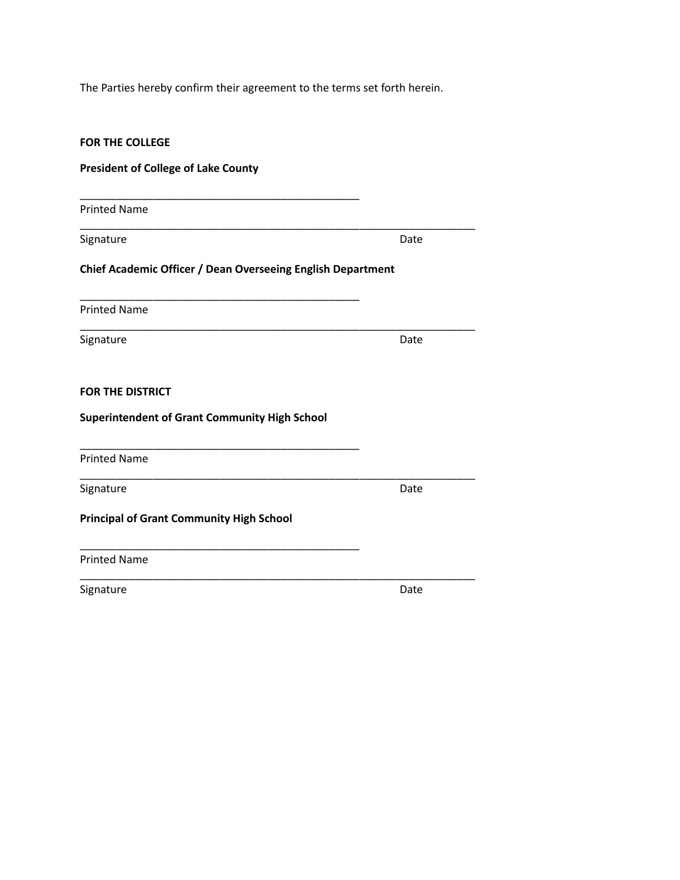The Parties hereby confirm their agreement to the terms set forth herein.

**FOR THE COLLEGE**

**President of College of Lake County**

_______________________________________________

Printed Name

___________________________________________________________________

Signature                                                                                    Date

**Chief Academic Officer / Dean Overseeing English Department**

_______________________________________________

Printed Name

___________________________________________________________________

Signature                                                                                    Date

**FOR THE DISTRICT**

**Superintendent of Grant Community High School**

_______________________________________________

Printed Name

___________________________________________________________________

Signature                                                                                    Date

**Principal of Grant Community High School**

_______________________________________________

Printed Name

___________________________________________________________________

Signature                                                                                    Date